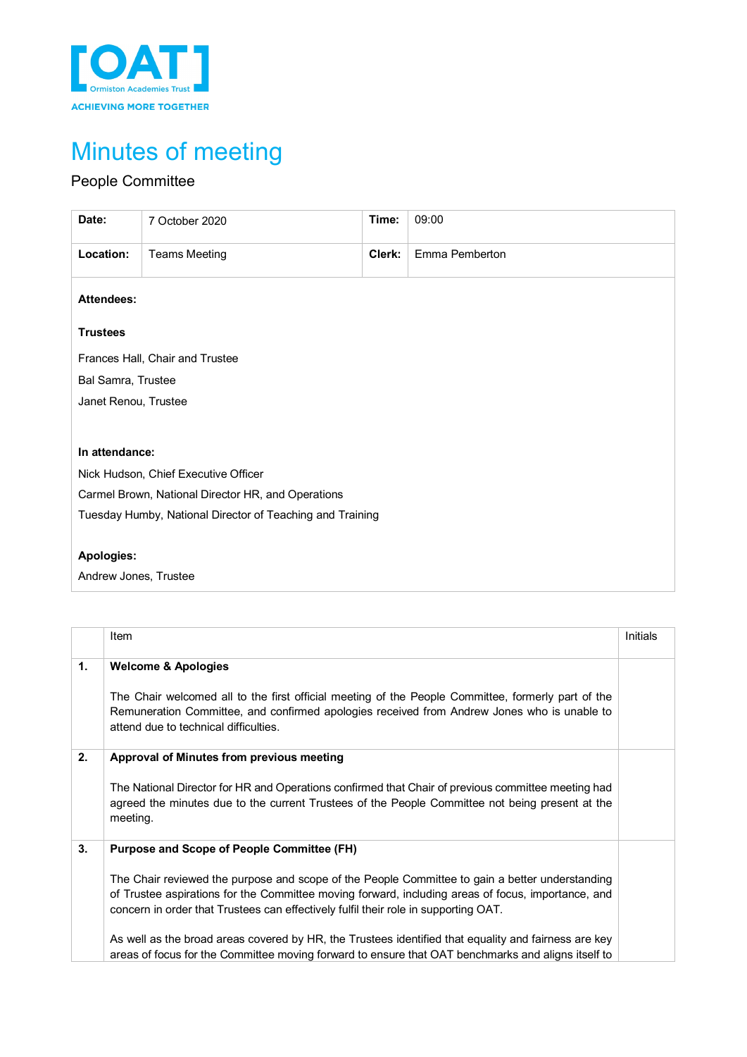[OAT]
Ormiston Academies Trust
ACHIEVING MORE TOGETHER

# Minutes of meeting

People Committee

| Date: | 7 October 2020 | Time: | 09:00 |
|---|---|---|---|
| Location: | Teams Meeting | Clerk: | Emma Pemberton |

**Attendees:**

**Trustees**

Frances Hall, Chair and Trustee

Bal Samra, Trustee

Janet Renou, Trustee

**In attendance:**

Nick Hudson, Chief Executive Officer

Carmel Brown, National Director HR, and Operations

Tuesday Humby, National Director of Teaching and Training

**Apologies:**

Andrew Jones, Trustee

| | Item | Initials |
|---|---|---|
| **1.** | **Welcome & Apologies**<br><br>The Chair welcomed all to the first official meeting of the People Committee, formerly part of the Remuneration Committee, and confirmed apologies received from Andrew Jones who is unable to attend due to technical difficulties. | |
| **2.** | **Approval of Minutes from previous meeting**<br><br>The National Director for HR and Operations confirmed that Chair of previous committee meeting had agreed the minutes due to the current Trustees of the People Committee not being present at the meeting. | |
| **3.** | **Purpose and Scope of People Committee (FH)**<br><br>The Chair reviewed the purpose and scope of the People Committee to gain a better understanding of Trustee aspirations for the Committee moving forward, including areas of focus, importance, and concern in order that Trustees can effectively fulfil their role in supporting OAT.<br><br>As well as the broad areas covered by HR, the Trustees identified that equality and fairness are key areas of focus for the Committee moving forward to ensure that OAT benchmarks and aligns itself to | |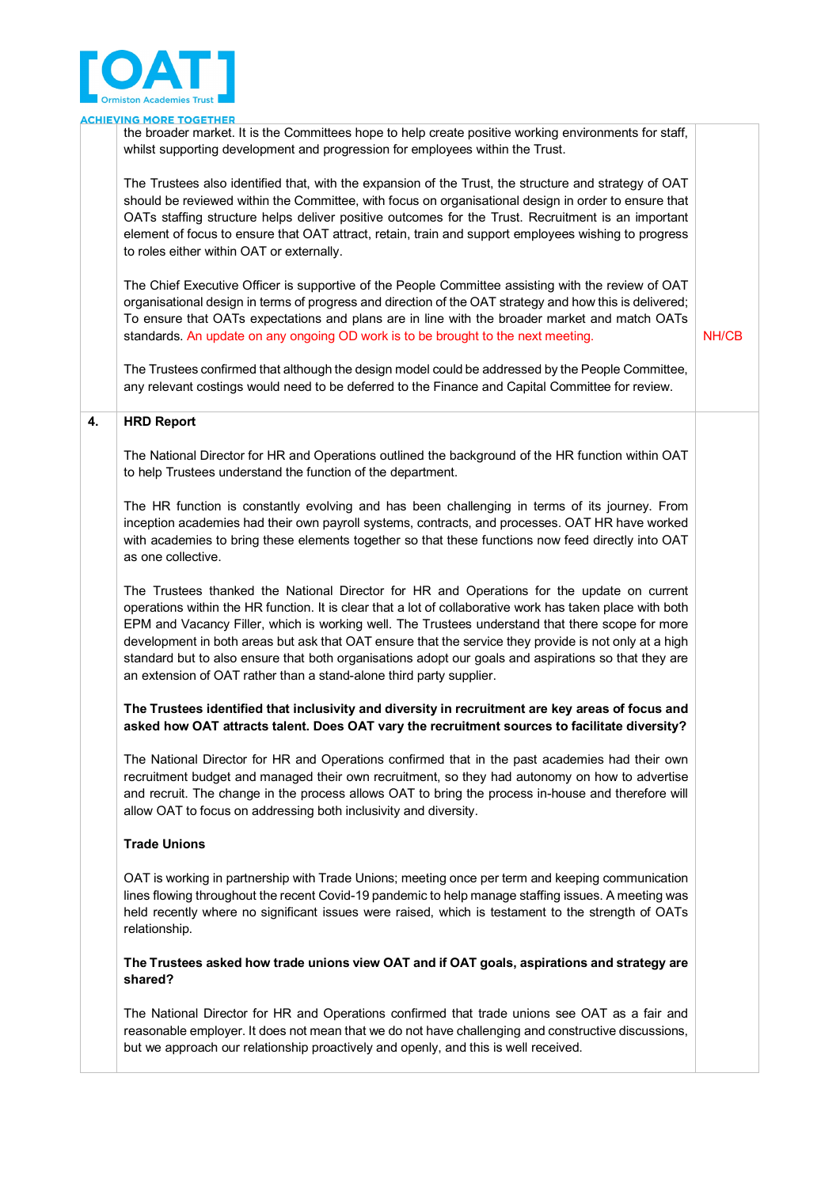| | | |
|---|---|---|
| | the broader market. It is the Committees hope to help create positive working environments for staff, whilst supporting development and progression for employees within the Trust.<br><br>The Trustees also identified that, with the expansion of the Trust, the structure and strategy of OAT should be reviewed within the Committee, with focus on organisational design in order to ensure that OATs staffing structure helps deliver positive outcomes for the Trust. Recruitment is an important element of focus to ensure that OAT attract, retain, train and support employees wishing to progress to roles either within OAT or externally.<br><br>The Chief Executive Officer is supportive of the People Committee assisting with the review of OAT organisational design in terms of progress and direction of the OAT strategy and how this is delivered; To ensure that OATs expectations and plans are in line with the broader market and match OATs standards. An update on any ongoing OD work is to be brought to the next meeting.<br><br>The Trustees confirmed that although the design model could be addressed by the People Committee, any relevant costings would need to be deferred to the Finance and Capital Committee for review. | NH/CB |
| **4.** | **HRD Report**<br><br>The National Director for HR and Operations outlined the background of the HR function within OAT to help Trustees understand the function of the department.<br><br>The HR function is constantly evolving and has been challenging in terms of its journey. From inception academies had their own payroll systems, contracts, and processes. OAT HR have worked with academies to bring these elements together so that these functions now feed directly into OAT as one collective.<br><br>The Trustees thanked the National Director for HR and Operations for the update on current operations within the HR function. It is clear that a lot of collaborative work has taken place with both EPM and Vacancy Filler, which is working well. The Trustees understand that there scope for more development in both areas but ask that OAT ensure that the service they provide is not only at a high standard but to also ensure that both organisations adopt our goals and aspirations so that they are an extension of OAT rather than a stand-alone third party supplier.<br><br>**The Trustees identified that inclusivity and diversity in recruitment are key areas of focus and asked how OAT attracts talent. Does OAT vary the recruitment sources to facilitate diversity?**<br><br>The National Director for HR and Operations confirmed that in the past academies had their own recruitment budget and managed their own recruitment, so they had autonomy on how to advertise and recruit. The change in the process allows OAT to bring the process in-house and therefore will allow OAT to focus on addressing both inclusivity and diversity.<br><br>**Trade Unions**<br><br>OAT is working in partnership with Trade Unions; meeting once per term and keeping communication lines flowing throughout the recent Covid-19 pandemic to help manage staffing issues. A meeting was held recently where no significant issues were raised, which is testament to the strength of OATs relationship.<br><br>**The Trustees asked how trade unions view OAT and if OAT goals, aspirations and strategy are shared?**<br><br>The National Director for HR and Operations confirmed that trade unions see OAT as a fair and reasonable employer. It does not mean that we do not have challenging and constructive discussions, but we approach our relationship proactively and openly, and this is well received. | |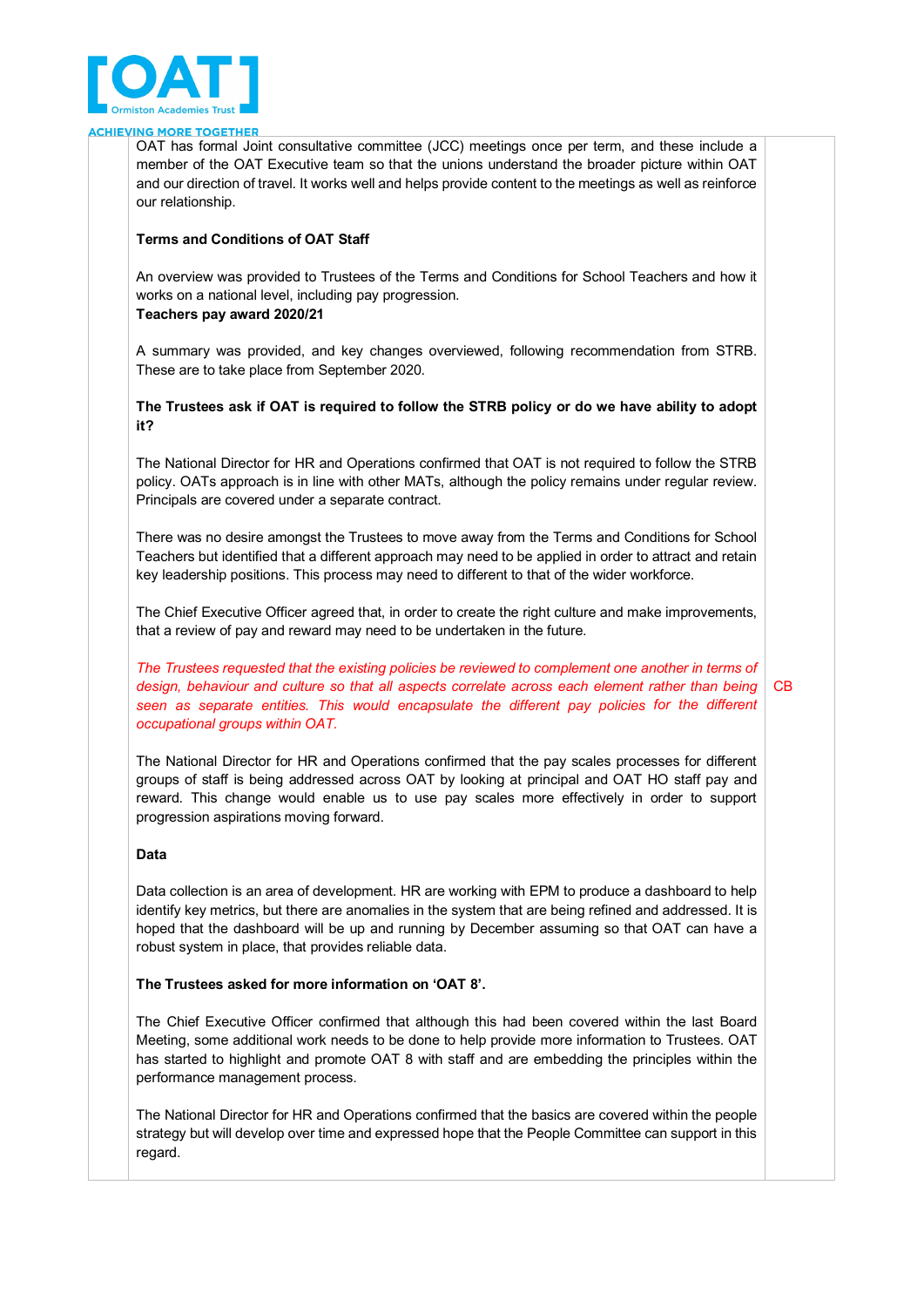OAT has formal Joint consultative committee (JCC) meetings once per term, and these include a member of the OAT Executive team so that the unions understand the broader picture within OAT and our direction of travel. It works well and helps provide content to the meetings as well as reinforce our relationship.

**Terms and Conditions of OAT Staff**

An overview was provided to Trustees of the Terms and Conditions for School Teachers and how it works on a national level, including pay progression.

**Teachers pay award 2020/21**

A summary was provided, and key changes overviewed, following recommendation from STRB. These are to take place from September 2020.

**The Trustees ask if OAT is required to follow the STRB policy or do we have ability to adopt it?**

The National Director for HR and Operations confirmed that OAT is not required to follow the STRB policy. OATs approach is in line with other MATs, although the policy remains under regular review. Principals are covered under a separate contract.

There was no desire amongst the Trustees to move away from the Terms and Conditions for School Teachers but identified that a different approach may need to be applied in order to attract and retain key leadership positions. This process may need to different to that of the wider workforce.

The Chief Executive Officer agreed that, in order to create the right culture and make improvements, that a review of pay and reward may need to be undertaken in the future.

*The Trustees requested that the existing policies be reviewed to complement one another in terms of design, behaviour and culture so that all aspects correlate across each element rather than being seen as separate entities. This would encapsulate the different pay policies for the different occupational groups within OAT.* — CB

The National Director for HR and Operations confirmed that the pay scales processes for different groups of staff is being addressed across OAT by looking at principal and OAT HO staff pay and reward. This change would enable us to use pay scales more effectively in order to support progression aspirations moving forward.

**Data**

Data collection is an area of development. HR are working with EPM to produce a dashboard to help identify key metrics, but there are anomalies in the system that are being refined and addressed. It is hoped that the dashboard will be up and running by December assuming so that OAT can have a robust system in place, that provides reliable data.

**The Trustees asked for more information on 'OAT 8'.**

The Chief Executive Officer confirmed that although this had been covered within the last Board Meeting, some additional work needs to be done to help provide more information to Trustees. OAT has started to highlight and promote OAT 8 with staff and are embedding the principles within the performance management process.

The National Director for HR and Operations confirmed that the basics are covered within the people strategy but will develop over time and expressed hope that the People Committee can support in this regard.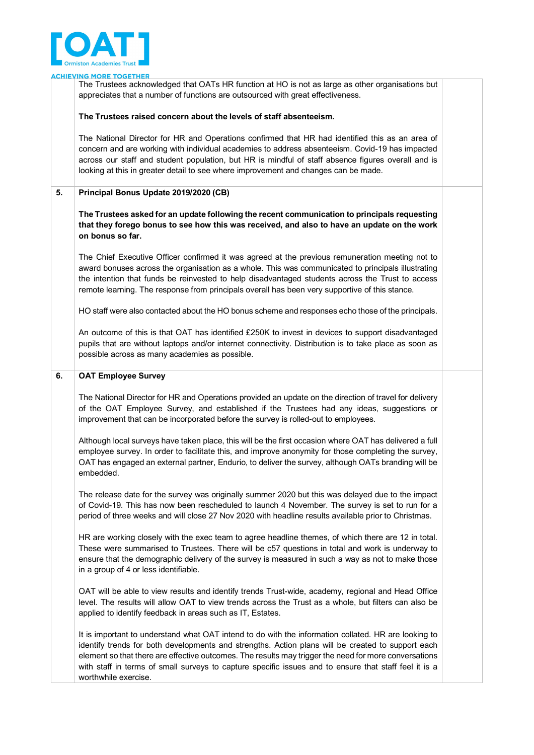The Trustees acknowledged that OATs HR function at HO is not as large as other organisations but appreciates that a number of functions are outsourced with great effectiveness.

**The Trustees raised concern about the levels of staff absenteeism.**

The National Director for HR and Operations confirmed that HR had identified this as an area of concern and are working with individual academies to address absenteeism. Covid-19 has impacted across our staff and student population, but HR is mindful of staff absence figures overall and is looking at this in greater detail to see where improvement and changes can be made.

## 5. Principal Bonus Update 2019/2020 (CB)

**The Trustees asked for an update following the recent communication to principals requesting that they forego bonus to see how this was received, and also to have an update on the work on bonus so far.**

The Chief Executive Officer confirmed it was agreed at the previous remuneration meeting not to award bonuses across the organisation as a whole. This was communicated to principals illustrating the intention that funds be reinvested to help disadvantaged students across the Trust to access remote learning. The response from principals overall has been very supportive of this stance.

HO staff were also contacted about the HO bonus scheme and responses echo those of the principals.

An outcome of this is that OAT has identified £250K to invest in devices to support disadvantaged pupils that are without laptops and/or internet connectivity. Distribution is to take place as soon as possible across as many academies as possible.

## 6. OAT Employee Survey

The National Director for HR and Operations provided an update on the direction of travel for delivery of the OAT Employee Survey, and established if the Trustees had any ideas, suggestions or improvement that can be incorporated before the survey is rolled-out to employees.

Although local surveys have taken place, this will be the first occasion where OAT has delivered a full employee survey. In order to facilitate this, and improve anonymity for those completing the survey, OAT has engaged an external partner, Endurio, to deliver the survey, although OATs branding will be embedded.

The release date for the survey was originally summer 2020 but this was delayed due to the impact of Covid-19. This has now been rescheduled to launch 4 November. The survey is set to run for a period of three weeks and will close 27 Nov 2020 with headline results available prior to Christmas.

HR are working closely with the exec team to agree headline themes, of which there are 12 in total. These were summarised to Trustees. There will be c57 questions in total and work is underway to ensure that the demographic delivery of the survey is measured in such a way as not to make those in a group of 4 or less identifiable.

OAT will be able to view results and identify trends Trust-wide, academy, regional and Head Office level. The results will allow OAT to view trends across the Trust as a whole, but filters can also be applied to identify feedback in areas such as IT, Estates.

It is important to understand what OAT intend to do with the information collated. HR are looking to identify trends for both developments and strengths. Action plans will be created to support each element so that there are effective outcomes. The results may trigger the need for more conversations with staff in terms of small surveys to capture specific issues and to ensure that staff feel it is a worthwhile exercise.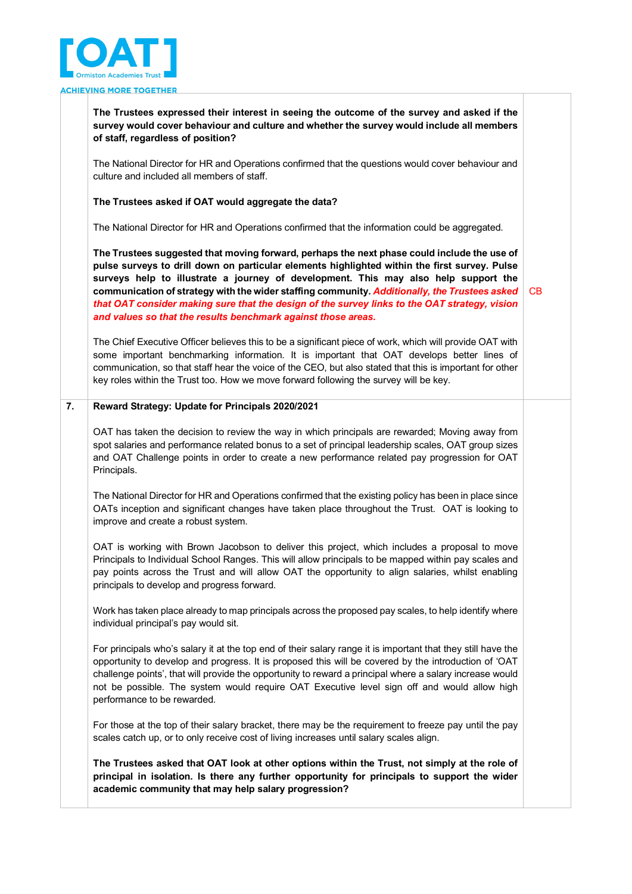| | | |
|---|---|---|
| | **The Trustees expressed their interest in seeing the outcome of the survey and asked if the survey would cover behaviour and culture and whether the survey would include all members of staff, regardless of position?**<br><br>The National Director for HR and Operations confirmed that the questions would cover behaviour and culture and included all members of staff.<br><br>**The Trustees asked if OAT would aggregate the data?**<br><br>The National Director for HR and Operations confirmed that the information could be aggregated.<br><br>**The Trustees suggested that moving forward, perhaps the next phase could include the use of pulse surveys to drill down on particular elements highlighted within the first survey. Pulse surveys help to illustrate a journey of development. This may also help support the communication of strategy with the wider staffing community.** ***Additionally, the Trustees asked that OAT consider making sure that the design of the survey links to the OAT strategy, vision and values so that the results benchmark against those areas.***<br><br>The Chief Executive Officer believes this to be a significant piece of work, which will provide OAT with some important benchmarking information. It is important that OAT develops better lines of communication, so that staff hear the voice of the CEO, but also stated that this is important for other key roles within the Trust too. How we move forward following the survey will be key. | CB |
| **7.** | **Reward Strategy: Update for Principals 2020/2021**<br><br>OAT has taken the decision to review the way in which principals are rewarded; Moving away from spot salaries and performance related bonus to a set of principal leadership scales, OAT group sizes and OAT Challenge points in order to create a new performance related pay progression for OAT Principals.<br><br>The National Director for HR and Operations confirmed that the existing policy has been in place since OATs inception and significant changes have taken place throughout the Trust. OAT is looking to improve and create a robust system.<br><br>OAT is working with Brown Jacobson to deliver this project, which includes a proposal to move Principals to Individual School Ranges. This will allow principals to be mapped within pay scales and pay points across the Trust and will allow OAT the opportunity to align salaries, whilst enabling principals to develop and progress forward.<br><br>Work has taken place already to map principals across the proposed pay scales, to help identify where individual principal's pay would sit.<br><br>For principals who's salary it at the top end of their salary range it is important that they still have the opportunity to develop and progress. It is proposed this will be covered by the introduction of 'OAT challenge points', that will provide the opportunity to reward a principal where a salary increase would not be possible. The system would require OAT Executive level sign off and would allow high performance to be rewarded.<br><br>For those at the top of their salary bracket, there may be the requirement to freeze pay until the pay scales catch up, or to only receive cost of living increases until salary scales align.<br><br>**The Trustees asked that OAT look at other options within the Trust, not simply at the role of principal in isolation. Is there any further opportunity for principals to support the wider academic community that may help salary progression?** | |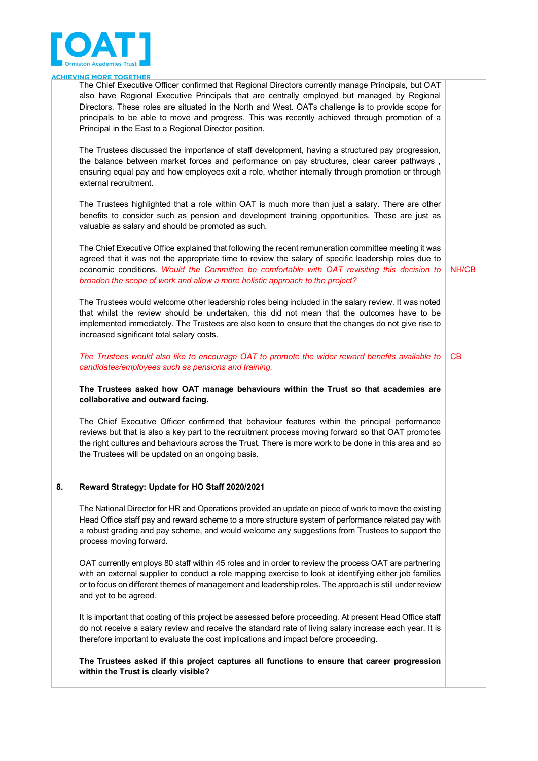| | | |
|---|---|---|
| | The Chief Executive Officer confirmed that Regional Directors currently manage Principals, but OAT also have Regional Executive Principals that are centrally employed but managed by Regional Directors. These roles are situated in the North and West. OATs challenge is to provide scope for principals to be able to move and progress. This was recently achieved through promotion of a Principal in the East to a Regional Director position.<br><br>The Trustees discussed the importance of staff development, having a structured pay progression, the balance between market forces and performance on pay structures, clear career pathways , ensuring equal pay and how employees exit a role, whether internally through promotion or through external recruitment.<br><br>The Trustees highlighted that a role within OAT is much more than just a salary. There are other benefits to consider such as pension and development training opportunities. These are just as valuable as salary and should be promoted as such.<br><br>The Chief Executive Office explained that following the recent remuneration committee meeting it was agreed that it was not the appropriate time to review the salary of specific leadership roles due to economic conditions. *Would the Committee be comfortable with OAT revisiting this decision to broaden the scope of work and allow a more holistic approach to the project?*<br><br>The Trustees would welcome other leadership roles being included in the salary review. It was noted that whilst the review should be undertaken, this did not mean that the outcomes have to be implemented immediately. The Trustees are also keen to ensure that the changes do not give rise to increased significant total salary costs.<br><br>*The Trustees would also like to encourage OAT to promote the wider reward benefits available to candidates/employees such as pensions and training.*<br><br>**The Trustees asked how OAT manage behaviours within the Trust so that academies are collaborative and outward facing.**<br><br>The Chief Executive Officer confirmed that behaviour features within the principal performance reviews but that is also a key part to the recruitment process moving forward so that OAT promotes the right cultures and behaviours across the Trust. There is more work to be done in this area and so the Trustees will be updated on an ongoing basis. | NH/CB<br><br>CB |
| **8.** | **Reward Strategy: Update for HO Staff 2020/2021**<br><br>The National Director for HR and Operations provided an update on piece of work to move the existing Head Office staff pay and reward scheme to a more structure system of performance related pay with a robust grading and pay scheme, and would welcome any suggestions from Trustees to support the process moving forward.<br><br>OAT currently employs 80 staff within 45 roles and in order to review the process OAT are partnering with an external supplier to conduct a role mapping exercise to look at identifying either job families or to focus on different themes of management and leadership roles. The approach is still under review and yet to be agreed.<br><br>It is important that costing of this project be assessed before proceeding. At present Head Office staff do not receive a salary review and receive the standard rate of living salary increase each year. It is therefore important to evaluate the cost implications and impact before proceeding.<br><br>**The Trustees asked if this project captures all functions to ensure that career progression within the Trust is clearly visible?** | |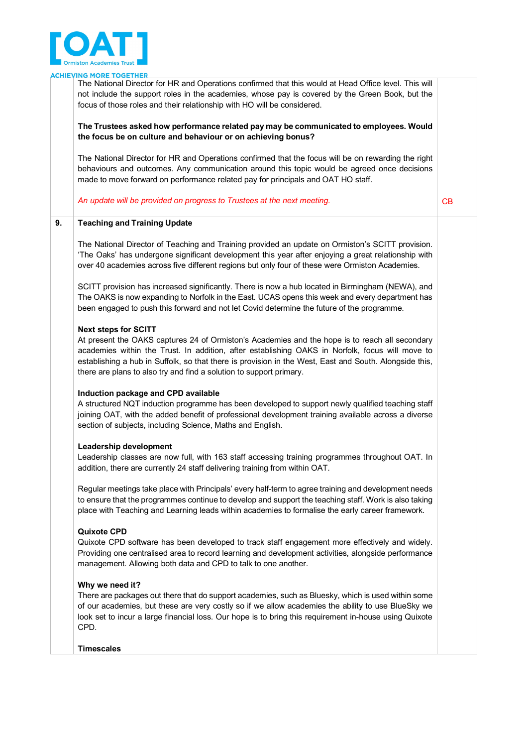| | | |
|---|---|---|
| | The National Director for HR and Operations confirmed that this would at Head Office level. This will not include the support roles in the academies, whose pay is covered by the Green Book, but the focus of those roles and their relationship with HO will be considered.<br><br>**The Trustees asked how performance related pay may be communicated to employees. Would the focus be on culture and behaviour or on achieving bonus?**<br><br>The National Director for HR and Operations confirmed that the focus will be on rewarding the right behaviours and outcomes. Any communication around this topic would be agreed once decisions made to move forward on performance related pay for principals and OAT HO staff.<br><br>*An update will be provided on progress to Trustees at the next meeting.* | CB |
| **9.** | **Teaching and Training Update**<br><br>The National Director of Teaching and Training provided an update on Ormiston's SCITT provision. 'The Oaks' has undergone significant development this year after enjoying a great relationship with over 40 academies across five different regions but only four of these were Ormiston Academies.<br><br>SCITT provision has increased significantly. There is now a hub located in Birmingham (NEWA), and The OAKS is now expanding to Norfolk in the East. UCAS opens this week and every department has been engaged to push this forward and not let Covid determine the future of the programme.<br><br>**Next steps for SCITT**<br>At present the OAKS captures 24 of Ormiston's Academies and the hope is to reach all secondary academies within the Trust. In addition, after establishing OAKS in Norfolk, focus will move to establishing a hub in Suffolk, so that there is provision in the West, East and South. Alongside this, there are plans to also try and find a solution to support primary.<br><br>**Induction package and CPD available**<br>A structured NQT induction programme has been developed to support newly qualified teaching staff joining OAT, with the added benefit of professional development training available across a diverse section of subjects, including Science, Maths and English.<br><br>**Leadership development**<br>Leadership classes are now full, with 163 staff accessing training programmes throughout OAT. In addition, there are currently 24 staff delivering training from within OAT.<br><br>Regular meetings take place with Principals' every half-term to agree training and development needs to ensure that the programmes continue to develop and support the teaching staff. Work is also taking place with Teaching and Learning leads within academies to formalise the early career framework.<br><br>**Quixote CPD**<br>Quixote CPD software has been developed to track staff engagement more effectively and widely. Providing one centralised area to record learning and development activities, alongside performance management. Allowing both data and CPD to talk to one another.<br><br>**Why we need it?**<br>There are packages out there that do support academies, such as Bluesky, which is used within some of our academies, but these are very costly so if we allow academies the ability to use BlueSky we look set to incur a large financial loss. Our hope is to bring this requirement in-house using Quixote CPD.<br><br>**Timescales** | |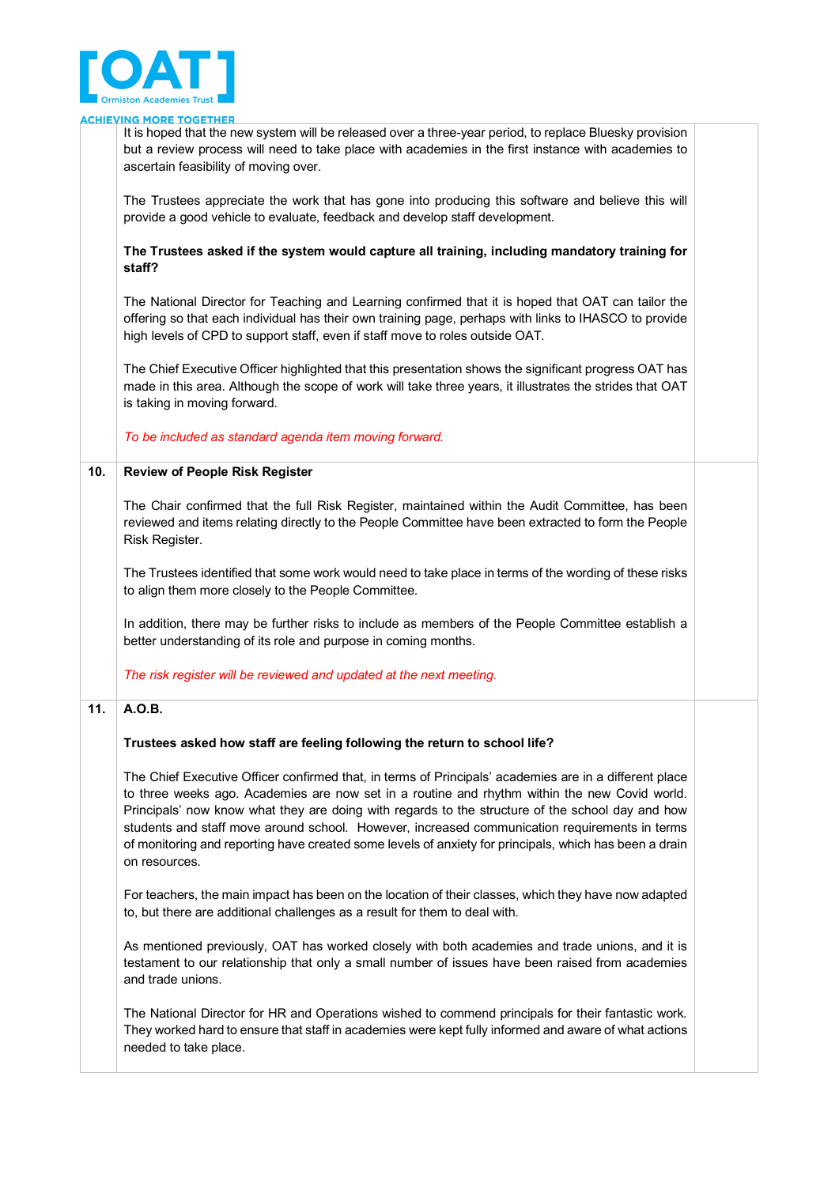It is hoped that the new system will be released over a three-year period, to replace Bluesky provision but a review process will need to take place with academies in the first instance with academies to ascertain feasibility of moving over.

The Trustees appreciate the work that has gone into producing this software and believe this will provide a good vehicle to evaluate, feedback and develop staff development.

**The Trustees asked if the system would capture all training, including mandatory training for staff?**

The National Director for Teaching and Learning confirmed that it is hoped that OAT can tailor the offering so that each individual has their own training page, perhaps with links to IHASCO to provide high levels of CPD to support staff, even if staff move to roles outside OAT.

The Chief Executive Officer highlighted that this presentation shows the significant progress OAT has made in this area. Although the scope of work will take three years, it illustrates the strides that OAT is taking in moving forward.

*To be included as standard agenda item moving forward.*

## 10. Review of People Risk Register

The Chair confirmed that the full Risk Register, maintained within the Audit Committee, has been reviewed and items relating directly to the People Committee have been extracted to form the People Risk Register.

The Trustees identified that some work would need to take place in terms of the wording of these risks to align them more closely to the People Committee.

In addition, there may be further risks to include as members of the People Committee establish a better understanding of its role and purpose in coming months.

*The risk register will be reviewed and updated at the next meeting.*

## 11. A.O.B.

**Trustees asked how staff are feeling following the return to school life?**

The Chief Executive Officer confirmed that, in terms of Principals' academies are in a different place to three weeks ago. Academies are now set in a routine and rhythm within the new Covid world. Principals' now know what they are doing with regards to the structure of the school day and how students and staff move around school. However, increased communication requirements in terms of monitoring and reporting have created some levels of anxiety for principals, which has been a drain on resources.

For teachers, the main impact has been on the location of their classes, which they have now adapted to, but there are additional challenges as a result for them to deal with.

As mentioned previously, OAT has worked closely with both academies and trade unions, and it is testament to our relationship that only a small number of issues have been raised from academies and trade unions.

The National Director for HR and Operations wished to commend principals for their fantastic work. They worked hard to ensure that staff in academies were kept fully informed and aware of what actions needed to take place.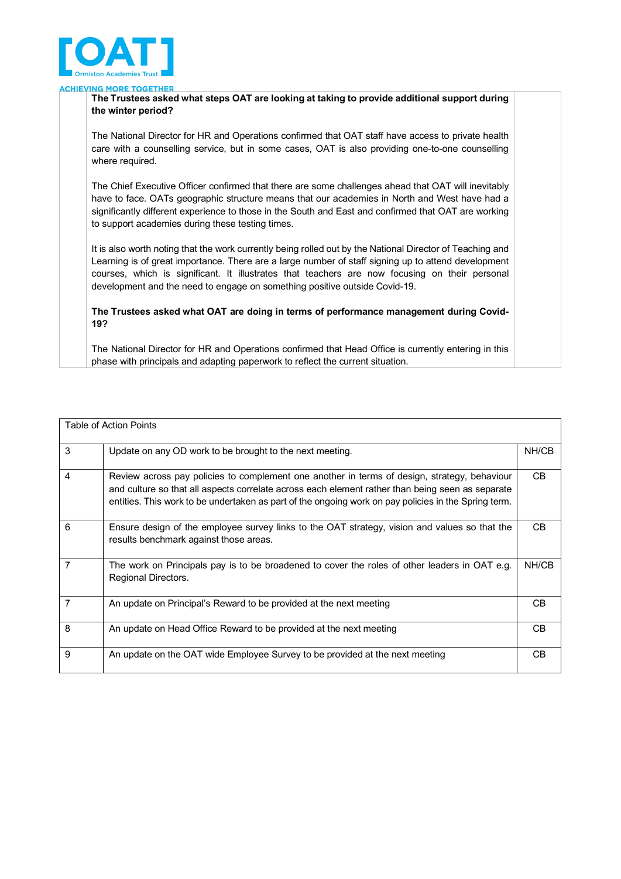**The Trustees asked what steps OAT are looking at taking to provide additional support during the winter period?**

The National Director for HR and Operations confirmed that OAT staff have access to private health care with a counselling service, but in some cases, OAT is also providing one-to-one counselling where required.

The Chief Executive Officer confirmed that there are some challenges ahead that OAT will inevitably have to face. OATs geographic structure means that our academies in North and West have had a significantly different experience to those in the South and East and confirmed that OAT are working to support academies during these testing times.

It is also worth noting that the work currently being rolled out by the National Director of Teaching and Learning is of great importance. There are a large number of staff signing up to attend development courses, which is significant. It illustrates that teachers are now focusing on their personal development and the need to engage on something positive outside Covid-19.

**The Trustees asked what OAT are doing in terms of performance management during Covid-19?**

The National Director for HR and Operations confirmed that Head Office is currently entering in this phase with principals and adapting paperwork to reflect the current situation.

| Table of Action Points | | |
|---|---|---|
| 3 | Update on any OD work to be brought to the next meeting. | NH/CB |
| 4 | Review across pay policies to complement one another in terms of design, strategy, behaviour and culture so that all aspects correlate across each element rather than being seen as separate entities. This work to be undertaken as part of the ongoing work on pay policies in the Spring term. | CB |
| 6 | Ensure design of the employee survey links to the OAT strategy, vision and values so that the results benchmark against those areas. | CB |
| 7 | The work on Principals pay is to be broadened to cover the roles of other leaders in OAT e.g. Regional Directors. | NH/CB |
| 7 | An update on Principal's Reward to be provided at the next meeting | CB |
| 8 | An update on Head Office Reward to be provided at the next meeting | CB |
| 9 | An update on the OAT wide Employee Survey to be provided at the next meeting | CB |